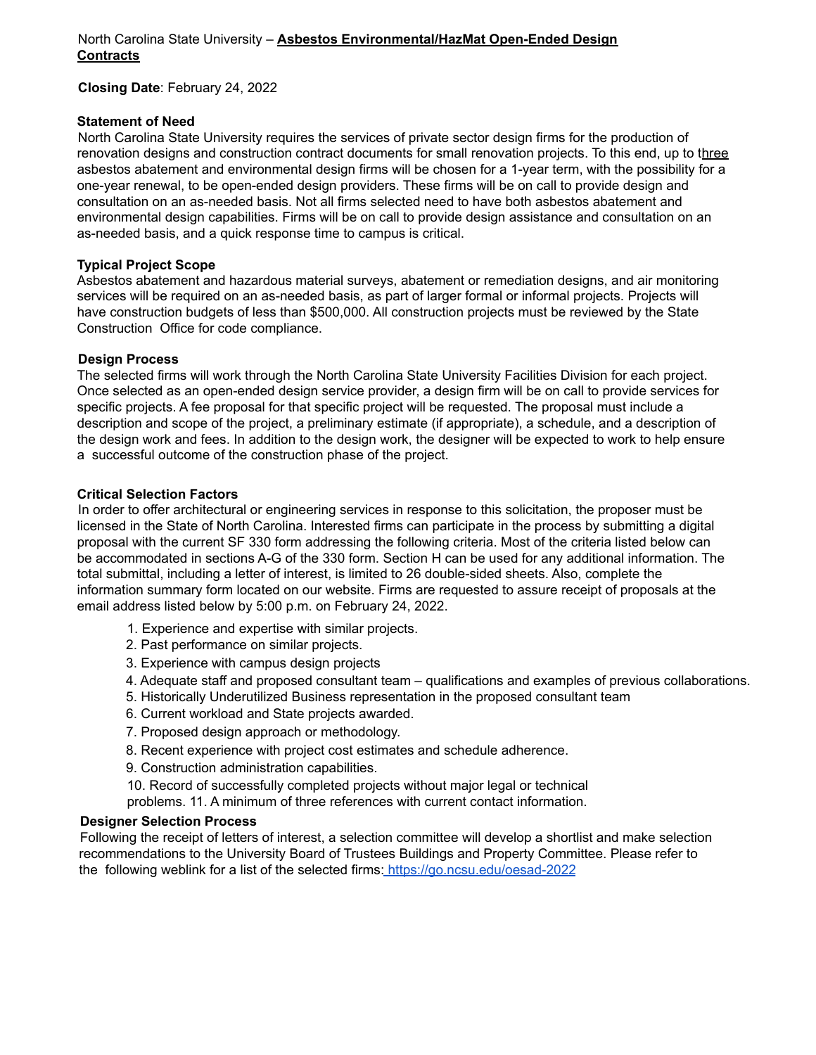North Carolina State University – **Asbestos Environmental/HazMat Open-Ended Design Contracts**

**Closing Date**: February 24, 2022

**Statement of Need**

North Carolina State University requires the services of private sector design firms for the production of renovation designs and construction contract documents for small renovation projects. To this end, up to three asbestos abatement and environmental design firms will be chosen for a 1-year term, with the possibility for a one-year renewal, to be open-ended design providers. These firms will be on call to provide design and consultation on an as-needed basis. Not all firms selected need to have both asbestos abatement and environmental design capabilities. Firms will be on call to provide design assistance and consultation on an as-needed basis, and a quick response time to campus is critical.

**Typical Project Scope**

Asbestos abatement and hazardous material surveys, abatement or remediation designs, and air monitoring services will be required on an as-needed basis, as part of larger formal or informal projects. Projects will have construction budgets of less than $500,000. All construction projects must be reviewed by the State Construction Office for code compliance.

**Design Process**

The selected firms will work through the North Carolina State University Facilities Division for each project. Once selected as an open-ended design service provider, a design firm will be on call to provide services for specific projects. A fee proposal for that specific project will be requested. The proposal must include a description and scope of the project, a preliminary estimate (if appropriate), a schedule, and a description of the design work and fees. In addition to the design work, the designer will be expected to work to help ensure a successful outcome of the construction phase of the project.

**Critical Selection Factors**

In order to offer architectural or engineering services in response to this solicitation, the proposer must be licensed in the State of North Carolina. Interested firms can participate in the process by submitting a digital proposal with the current SF 330 form addressing the following criteria. Most of the criteria listed below can be accommodated in sections A-G of the 330 form. Section H can be used for any additional information. The total submittal, including a letter of interest, is limited to 26 double-sided sheets. Also, complete the information summary form located on our website. Firms are requested to assure receipt of proposals at the email address listed below by 5:00 p.m. on February 24, 2022.

1. Experience and expertise with similar projects.
2. Past performance on similar projects.
3. Experience with campus design projects
4. Adequate staff and proposed consultant team – qualifications and examples of previous collaborations.
5. Historically Underutilized Business representation in the proposed consultant team
6. Current workload and State projects awarded.
7. Proposed design approach or methodology.
8. Recent experience with project cost estimates and schedule adherence.
9. Construction administration capabilities.
10. Record of successfully completed projects without major legal or technical problems.
11. A minimum of three references with current contact information.

**Designer Selection Process**

Following the receipt of letters of interest, a selection committee will develop a shortlist and make selection recommendations to the University Board of Trustees Buildings and Property Committee. Please refer to the following weblink for a list of the selected firms: https://go.ncsu.edu/oesad-2022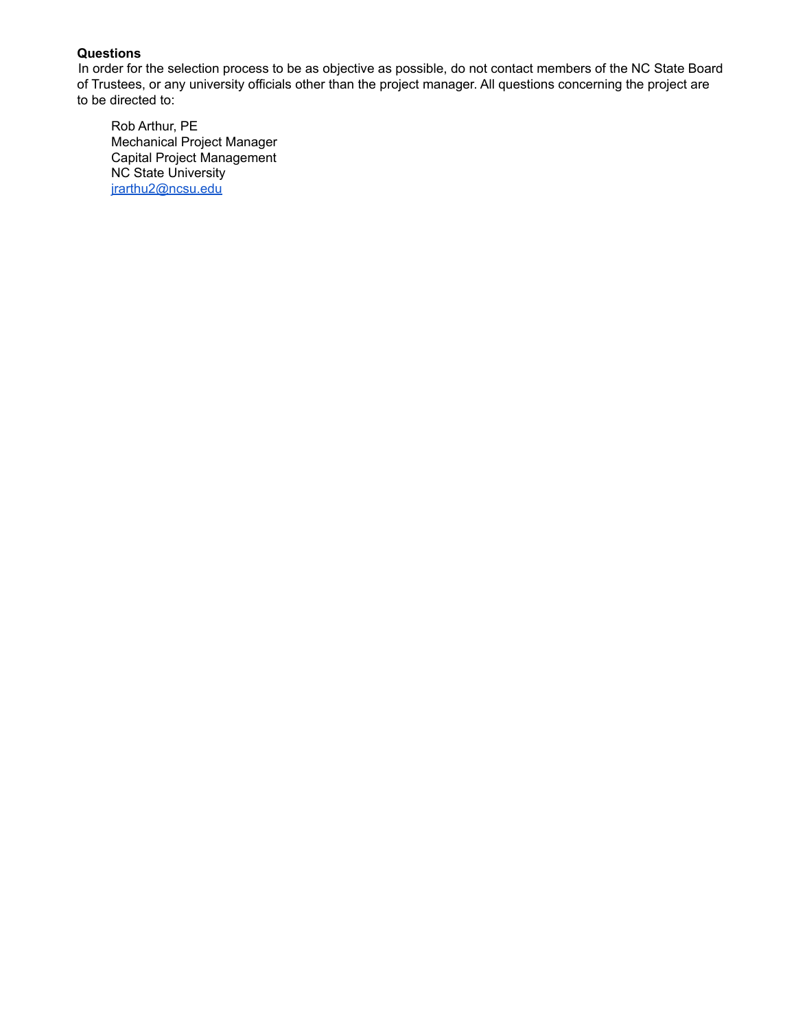**Questions**

In order for the selection process to be as objective as possible, do not contact members of the NC State Board of Trustees, or any university officials other than the project manager. All questions concerning the project are to be directed to:

> Rob Arthur, PE  
> Mechanical Project Manager  
> Capital Project Management  
> NC State University  
> jrarthu2@ncsu.edu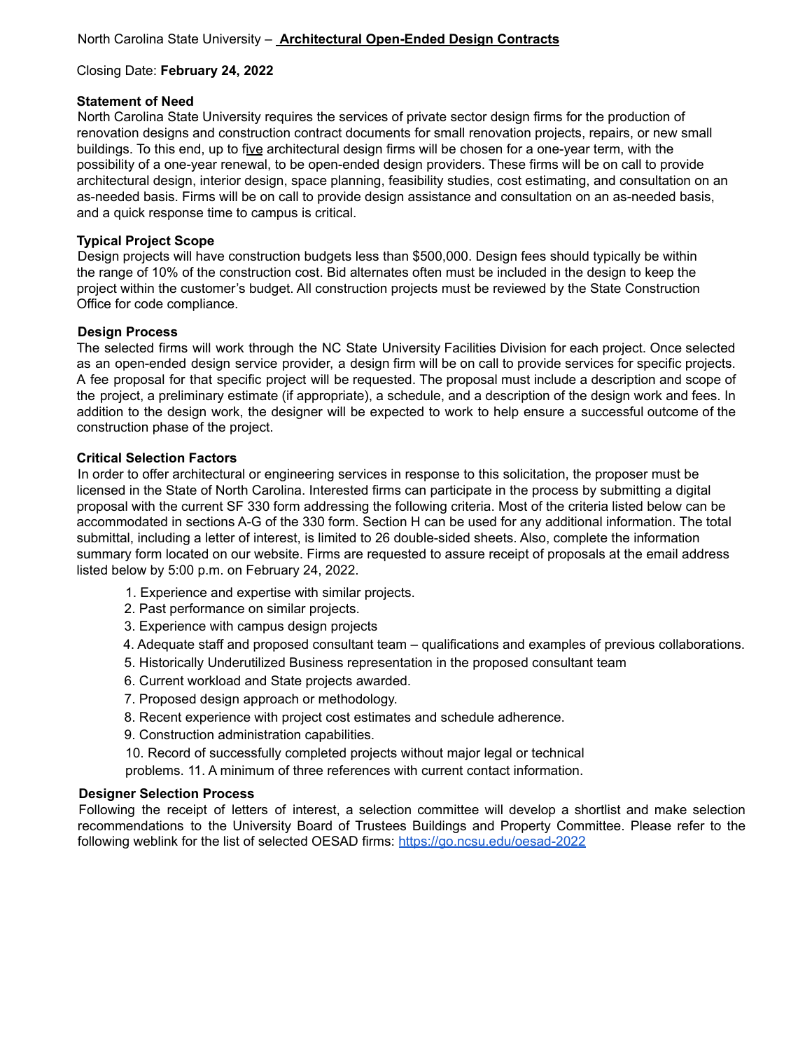North Carolina State University – **Architectural Open-Ended Design Contracts**

Closing Date: **February 24, 2022**

**Statement of Need**

North Carolina State University requires the services of private sector design firms for the production of renovation designs and construction contract documents for small renovation projects, repairs, or new small buildings. To this end, up to five architectural design firms will be chosen for a one-year term, with the possibility of a one-year renewal, to be open-ended design providers. These firms will be on call to provide architectural design, interior design, space planning, feasibility studies, cost estimating, and consultation on an as-needed basis. Firms will be on call to provide design assistance and consultation on an as-needed basis, and a quick response time to campus is critical.

**Typical Project Scope**

Design projects will have construction budgets less than $500,000. Design fees should typically be within the range of 10% of the construction cost. Bid alternates often must be included in the design to keep the project within the customer's budget. All construction projects must be reviewed by the State Construction Office for code compliance.

**Design Process**

The selected firms will work through the NC State University Facilities Division for each project. Once selected as an open-ended design service provider, a design firm will be on call to provide services for specific projects. A fee proposal for that specific project will be requested. The proposal must include a description and scope of the project, a preliminary estimate (if appropriate), a schedule, and a description of the design work and fees. In addition to the design work, the designer will be expected to work to help ensure a successful outcome of the construction phase of the project.

**Critical Selection Factors**

In order to offer architectural or engineering services in response to this solicitation, the proposer must be licensed in the State of North Carolina. Interested firms can participate in the process by submitting a digital proposal with the current SF 330 form addressing the following criteria. Most of the criteria listed below can be accommodated in sections A-G of the 330 form. Section H can be used for any additional information. The total submittal, including a letter of interest, is limited to 26 double-sided sheets. Also, complete the information summary form located on our website. Firms are requested to assure receipt of proposals at the email address listed below by 5:00 p.m. on February 24, 2022.

1. Experience and expertise with similar projects.
2. Past performance on similar projects.
3. Experience with campus design projects
4. Adequate staff and proposed consultant team – qualifications and examples of previous collaborations.
5. Historically Underutilized Business representation in the proposed consultant team
6. Current workload and State projects awarded.
7. Proposed design approach or methodology.
8. Recent experience with project cost estimates and schedule adherence.
9. Construction administration capabilities.
10. Record of successfully completed projects without major legal or technical problems.
11. A minimum of three references with current contact information.

**Designer Selection Process**

Following the receipt of letters of interest, a selection committee will develop a shortlist and make selection recommendations to the University Board of Trustees Buildings and Property Committee. Please refer to the following weblink for the list of selected OESAD firms: https://go.ncsu.edu/oesad-2022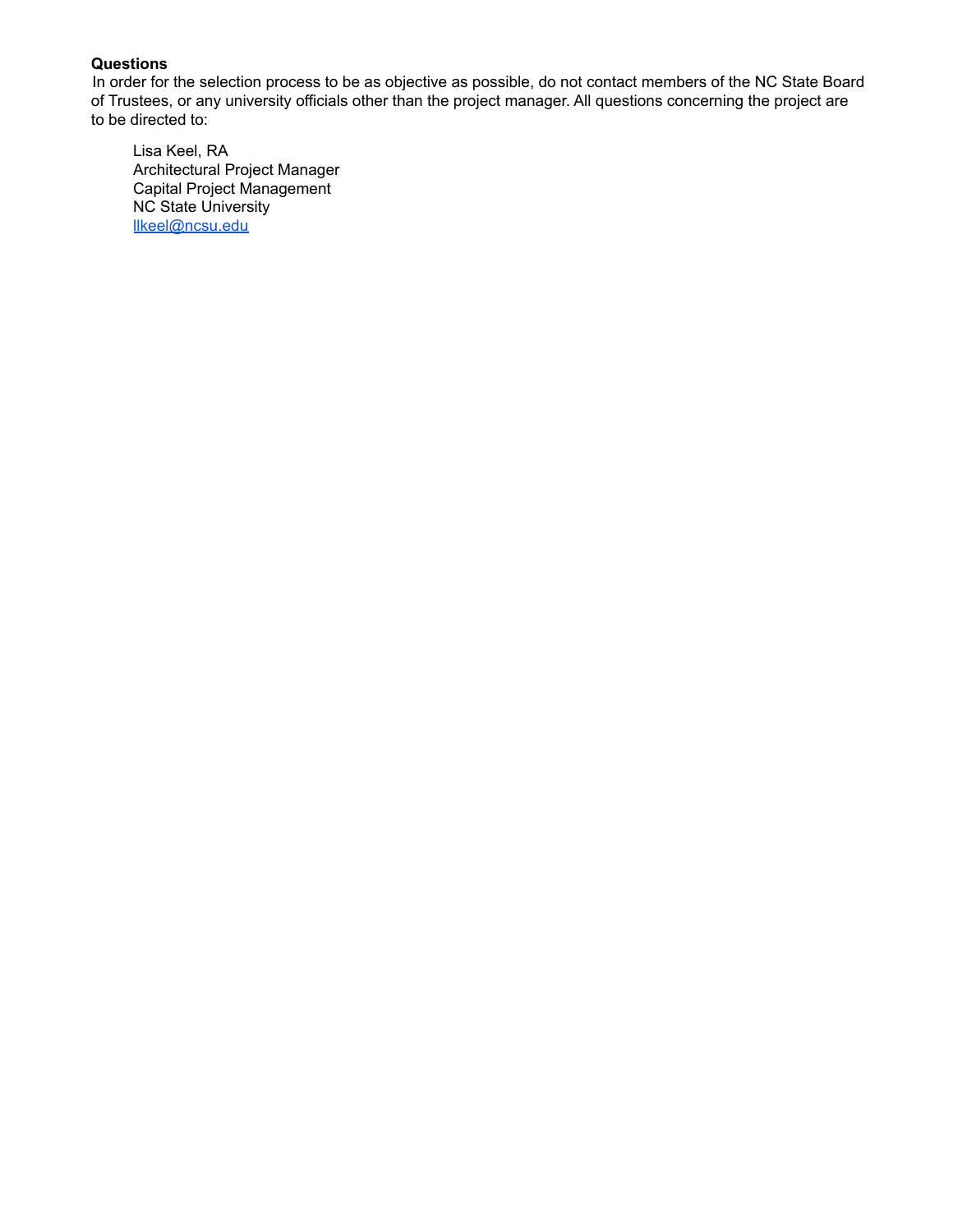**Questions**

In order for the selection process to be as objective as possible, do not contact members of the NC State Board of Trustees, or any university officials other than the project manager. All questions concerning the project are to be directed to:

> Lisa Keel, RA
> Architectural Project Manager
> Capital Project Management
> NC State University
> [llkeel@ncsu.edu](mailto:llkeel@ncsu.edu)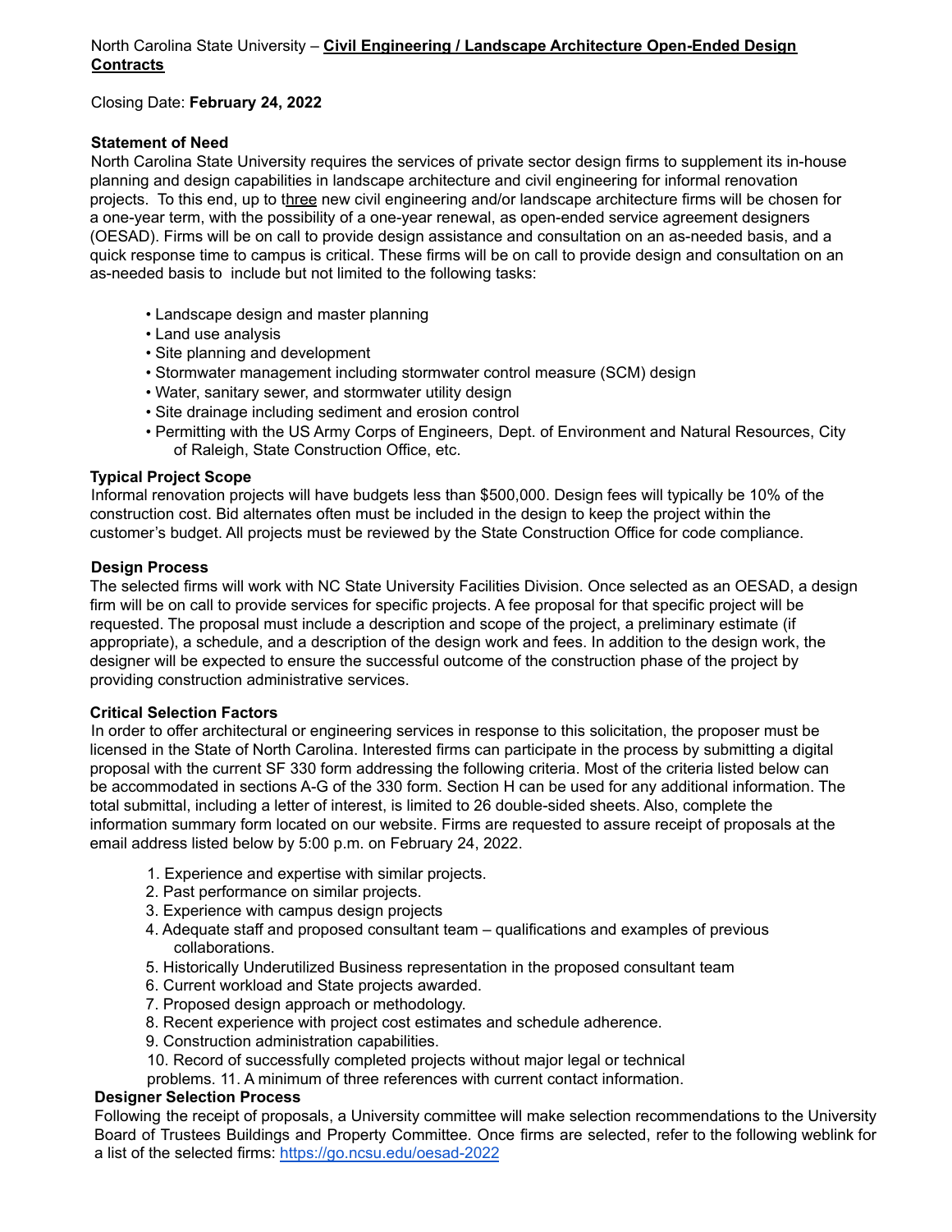North Carolina State University – **Civil Engineering / Landscape Architecture Open-Ended Design Contracts**

Closing Date: **February 24, 2022**

**Statement of Need**

North Carolina State University requires the services of private sector design firms to supplement its in-house planning and design capabilities in landscape architecture and civil engineering for informal renovation projects. To this end, up to three new civil engineering and/or landscape architecture firms will be chosen for a one-year term, with the possibility of a one-year renewal, as open-ended service agreement designers (OESAD). Firms will be on call to provide design assistance and consultation on an as-needed basis, and a quick response time to campus is critical. These firms will be on call to provide design and consultation on an as-needed basis to include but not limited to the following tasks:

- Landscape design and master planning
- Land use analysis
- Site planning and development
- Stormwater management including stormwater control measure (SCM) design
- Water, sanitary sewer, and stormwater utility design
- Site drainage including sediment and erosion control
- Permitting with the US Army Corps of Engineers, Dept. of Environment and Natural Resources, City of Raleigh, State Construction Office, etc.

**Typical Project Scope**

Informal renovation projects will have budgets less than $500,000. Design fees will typically be 10% of the construction cost. Bid alternates often must be included in the design to keep the project within the customer's budget. All projects must be reviewed by the State Construction Office for code compliance.

**Design Process**

The selected firms will work with NC State University Facilities Division. Once selected as an OESAD, a design firm will be on call to provide services for specific projects. A fee proposal for that specific project will be requested. The proposal must include a description and scope of the project, a preliminary estimate (if appropriate), a schedule, and a description of the design work and fees. In addition to the design work, the designer will be expected to ensure the successful outcome of the construction phase of the project by providing construction administrative services.

**Critical Selection Factors**

In order to offer architectural or engineering services in response to this solicitation, the proposer must be licensed in the State of North Carolina. Interested firms can participate in the process by submitting a digital proposal with the current SF 330 form addressing the following criteria. Most of the criteria listed below can be accommodated in sections A-G of the 330 form. Section H can be used for any additional information. The total submittal, including a letter of interest, is limited to 26 double-sided sheets. Also, complete the information summary form located on our website. Firms are requested to assure receipt of proposals at the email address listed below by 5:00 p.m. on February 24, 2022.

1. Experience and expertise with similar projects.
2. Past performance on similar projects.
3. Experience with campus design projects
4. Adequate staff and proposed consultant team – qualifications and examples of previous collaborations.
5. Historically Underutilized Business representation in the proposed consultant team
6. Current workload and State projects awarded.
7. Proposed design approach or methodology.
8. Recent experience with project cost estimates and schedule adherence.
9. Construction administration capabilities.
10. Record of successfully completed projects without major legal or technical problems.
11. A minimum of three references with current contact information.

**Designer Selection Process**

Following the receipt of proposals, a University committee will make selection recommendations to the University Board of Trustees Buildings and Property Committee. Once firms are selected, refer to the following weblink for a list of the selected firms: https://go.ncsu.edu/oesad-2022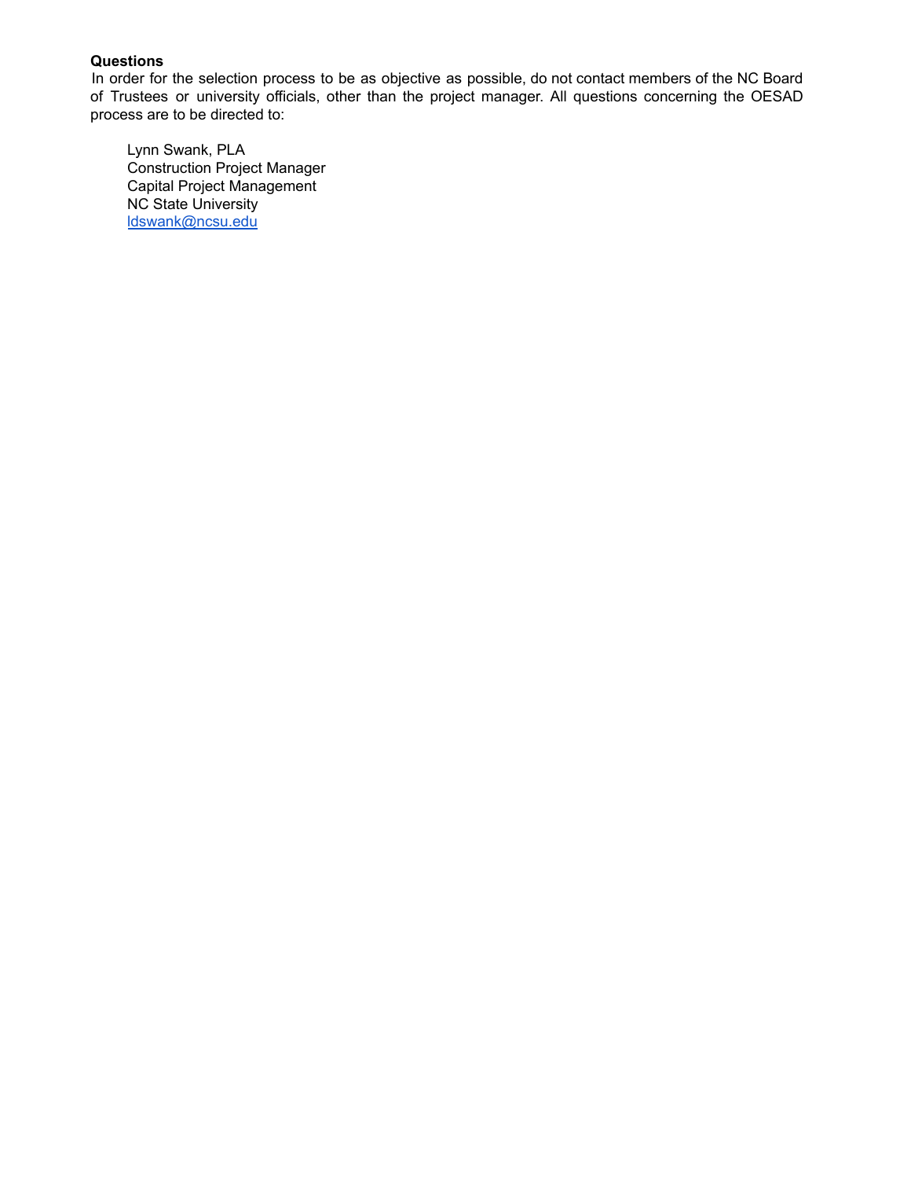**Questions**

In order for the selection process to be as objective as possible, do not contact members of the NC Board of Trustees or university officials, other than the project manager. All questions concerning the OESAD process are to be directed to:

Lynn Swank, PLA  
Construction Project Manager  
Capital Project Management  
NC State University  
ldswank@ncsu.edu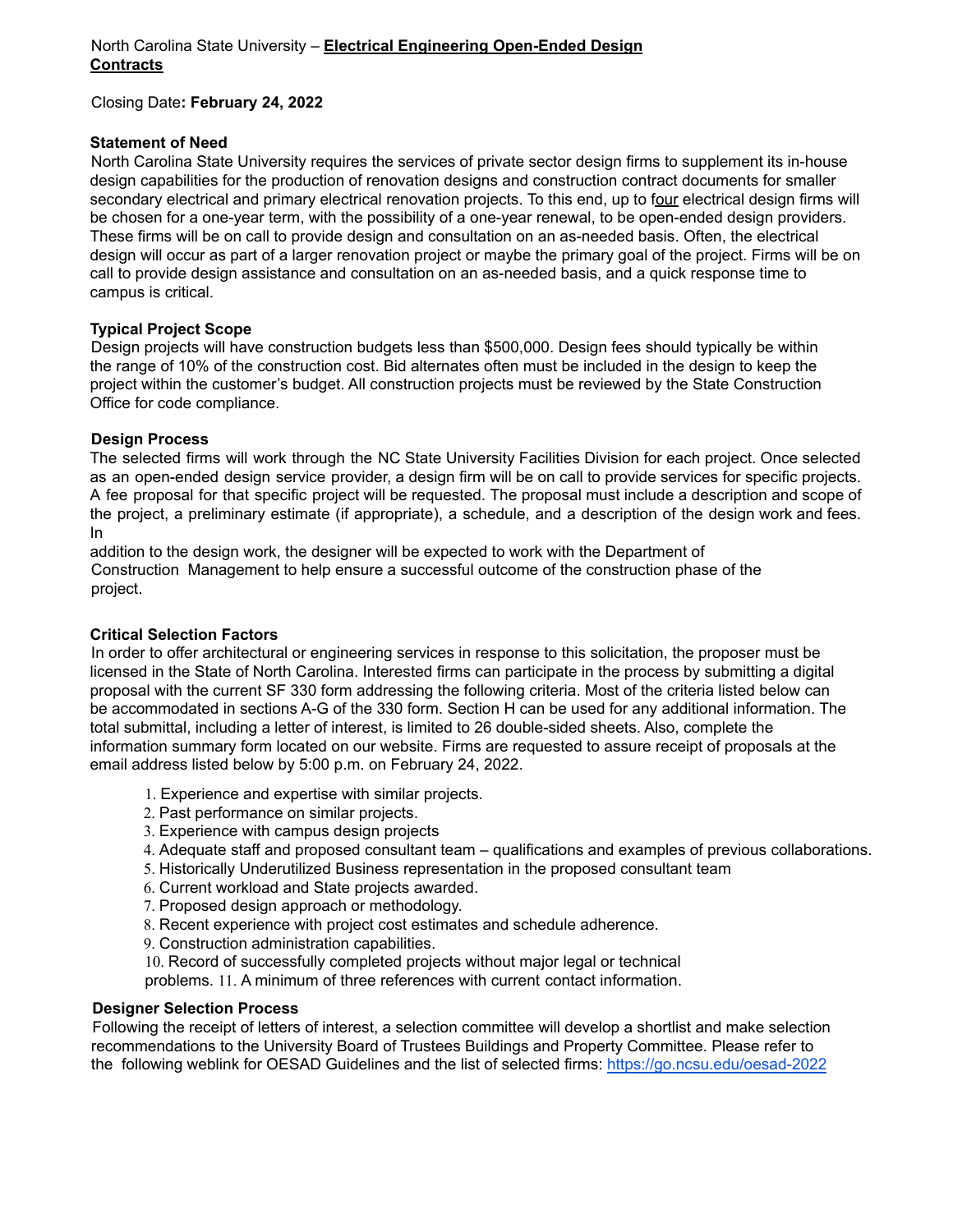North Carolina State University – **Electrical Engineering Open-Ended Design Contracts**

Closing Date**: February 24, 2022**

**Statement of Need**

North Carolina State University requires the services of private sector design firms to supplement its in-house design capabilities for the production of renovation designs and construction contract documents for smaller secondary electrical and primary electrical renovation projects. To this end, up to four electrical design firms will be chosen for a one-year term, with the possibility of a one-year renewal, to be open-ended design providers. These firms will be on call to provide design and consultation on an as-needed basis. Often, the electrical design will occur as part of a larger renovation project or maybe the primary goal of the project. Firms will be on call to provide design assistance and consultation on an as-needed basis, and a quick response time to campus is critical.

**Typical Project Scope**

Design projects will have construction budgets less than $500,000. Design fees should typically be within the range of 10% of the construction cost. Bid alternates often must be included in the design to keep the project within the customer's budget. All construction projects must be reviewed by the State Construction Office for code compliance.

**Design Process**

The selected firms will work through the NC State University Facilities Division for each project. Once selected as an open-ended design service provider, a design firm will be on call to provide services for specific projects. A fee proposal for that specific project will be requested. The proposal must include a description and scope of the project, a preliminary estimate (if appropriate), a schedule, and a description of the design work and fees. In addition to the design work, the designer will be expected to work with the Department of Construction Management to help ensure a successful outcome of the construction phase of the project.

**Critical Selection Factors**

In order to offer architectural or engineering services in response to this solicitation, the proposer must be licensed in the State of North Carolina. Interested firms can participate in the process by submitting a digital proposal with the current SF 330 form addressing the following criteria. Most of the criteria listed below can be accommodated in sections A-G of the 330 form. Section H can be used for any additional information. The total submittal, including a letter of interest, is limited to 26 double-sided sheets. Also, complete the information summary form located on our website. Firms are requested to assure receipt of proposals at the email address listed below by 5:00 p.m. on February 24, 2022.

1. Experience and expertise with similar projects.
2. Past performance on similar projects.
3. Experience with campus design projects
4. Adequate staff and proposed consultant team – qualifications and examples of previous collaborations.
5. Historically Underutilized Business representation in the proposed consultant team
6. Current workload and State projects awarded.
7. Proposed design approach or methodology.
8. Recent experience with project cost estimates and schedule adherence.
9. Construction administration capabilities.
10. Record of successfully completed projects without major legal or technical problems.
11. A minimum of three references with current contact information.

**Designer Selection Process**

Following the receipt of letters of interest, a selection committee will develop a shortlist and make selection recommendations to the University Board of Trustees Buildings and Property Committee. Please refer to the following weblink for OESAD Guidelines and the list of selected firms: https://go.ncsu.edu/oesad-2022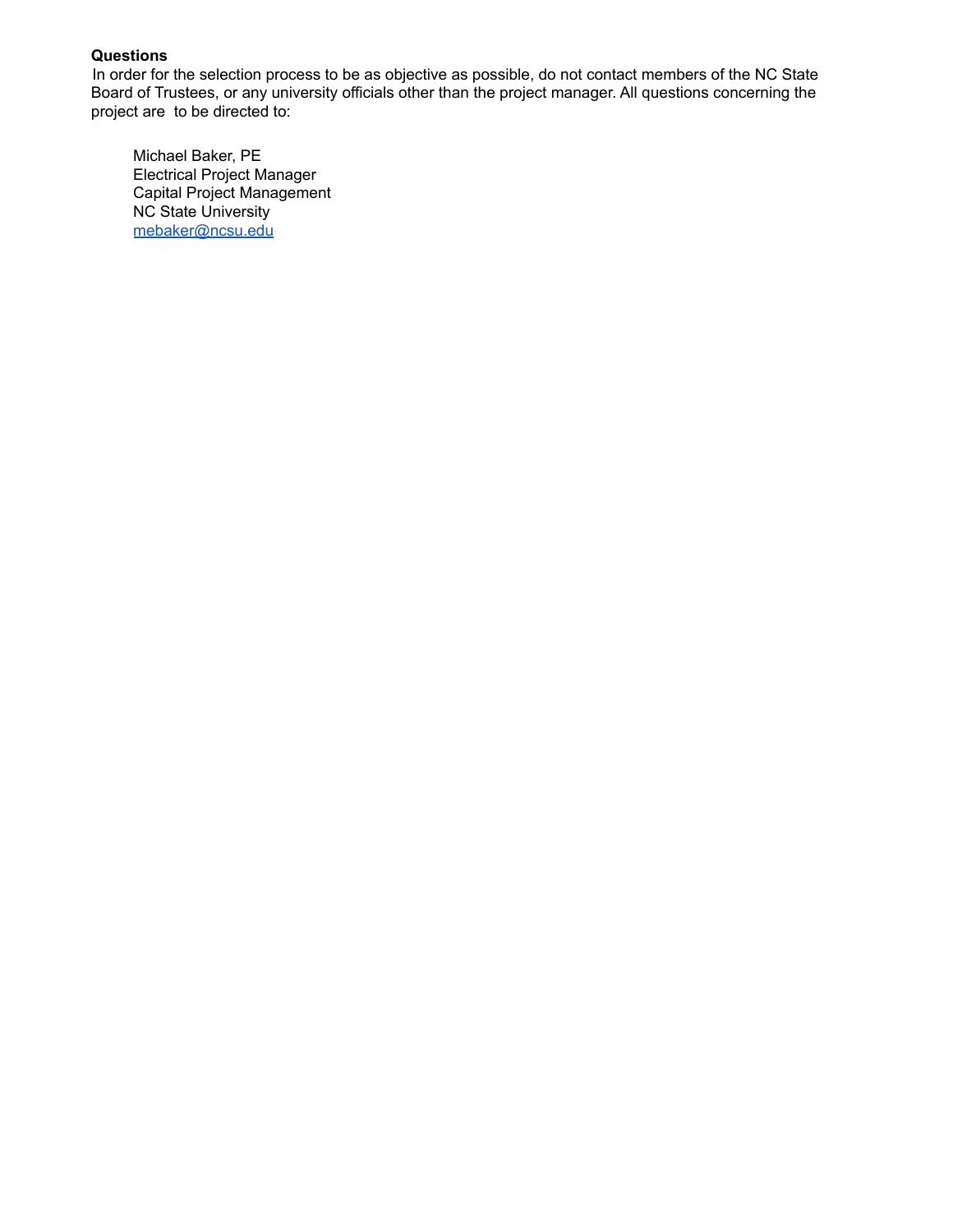**Questions**

In order for the selection process to be as objective as possible, do not contact members of the NC State Board of Trustees, or any university officials other than the project manager. All questions concerning the project are to be directed to:

> Michael Baker, PE
> Electrical Project Manager
> Capital Project Management
> NC State University
> mebaker@ncsu.edu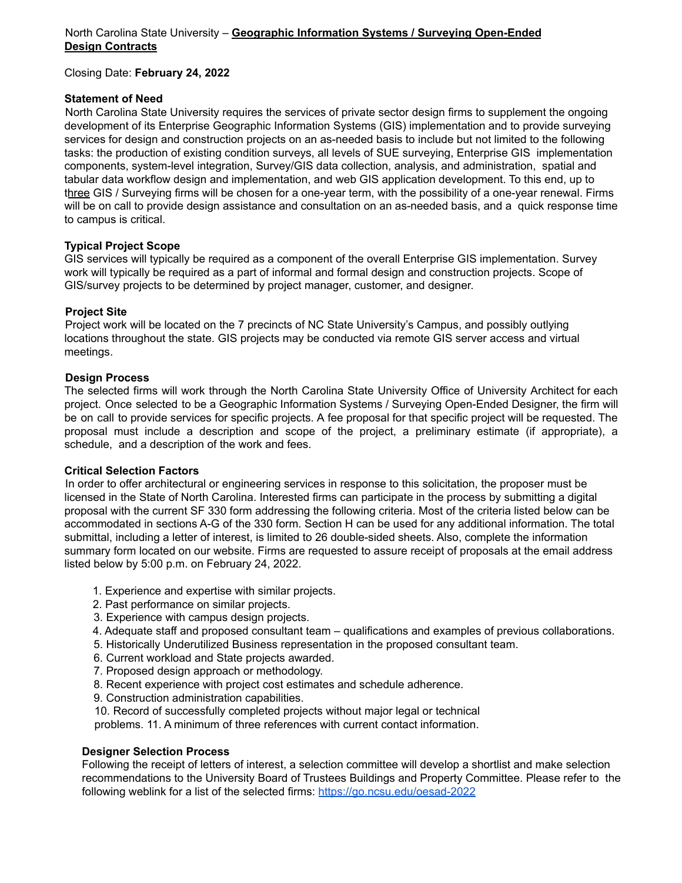North Carolina State University – **Geographic Information Systems / Surveying Open-Ended Design Contracts**

Closing Date: **February 24, 2022**

**Statement of Need**

North Carolina State University requires the services of private sector design firms to supplement the ongoing development of its Enterprise Geographic Information Systems (GIS) implementation and to provide surveying services for design and construction projects on an as-needed basis to include but not limited to the following tasks: the production of existing condition surveys, all levels of SUE surveying, Enterprise GIS implementation components, system-level integration, Survey/GIS data collection, analysis, and administration, spatial and tabular data workflow design and implementation, and web GIS application development. To this end, up to three GIS / Surveying firms will be chosen for a one-year term, with the possibility of a one-year renewal. Firms will be on call to provide design assistance and consultation on an as-needed basis, and a quick response time to campus is critical.

**Typical Project Scope**

GIS services will typically be required as a component of the overall Enterprise GIS implementation. Survey work will typically be required as a part of informal and formal design and construction projects. Scope of GIS/survey projects to be determined by project manager, customer, and designer.

**Project Site**

Project work will be located on the 7 precincts of NC State University's Campus, and possibly outlying locations throughout the state. GIS projects may be conducted via remote GIS server access and virtual meetings.

**Design Process**

The selected firms will work through the North Carolina State University Office of University Architect for each project. Once selected to be a Geographic Information Systems / Surveying Open-Ended Designer, the firm will be on call to provide services for specific projects. A fee proposal for that specific project will be requested. The proposal must include a description and scope of the project, a preliminary estimate (if appropriate), a schedule, and a description of the work and fees.

**Critical Selection Factors**

In order to offer architectural or engineering services in response to this solicitation, the proposer must be licensed in the State of North Carolina. Interested firms can participate in the process by submitting a digital proposal with the current SF 330 form addressing the following criteria. Most of the criteria listed below can be accommodated in sections A-G of the 330 form. Section H can be used for any additional information. The total submittal, including a letter of interest, is limited to 26 double-sided sheets. Also, complete the information summary form located on our website. Firms are requested to assure receipt of proposals at the email address listed below by 5:00 p.m. on February 24, 2022.

1. Experience and expertise with similar projects.
2. Past performance on similar projects.
3. Experience with campus design projects.
4. Adequate staff and proposed consultant team – qualifications and examples of previous collaborations.
5. Historically Underutilized Business representation in the proposed consultant team.
6. Current workload and State projects awarded.
7. Proposed design approach or methodology.
8. Recent experience with project cost estimates and schedule adherence.
9. Construction administration capabilities.
10. Record of successfully completed projects without major legal or technical problems.
11. A minimum of three references with current contact information.

**Designer Selection Process**

Following the receipt of letters of interest, a selection committee will develop a shortlist and make selection recommendations to the University Board of Trustees Buildings and Property Committee. Please refer to the following weblink for a list of the selected firms: https://go.ncsu.edu/oesad-2022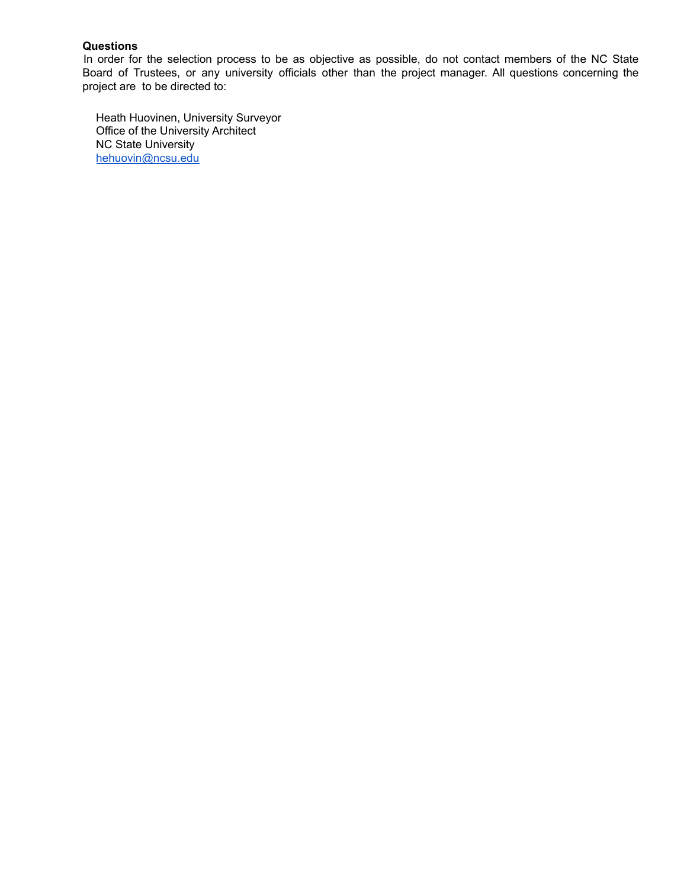**Questions**

In order for the selection process to be as objective as possible, do not contact members of the NC State Board of Trustees, or any university officials other than the project manager. All questions concerning the project are to be directed to:

Heath Huovinen, University Surveyor
Office of the University Architect
NC State University
hehuovin@ncsu.edu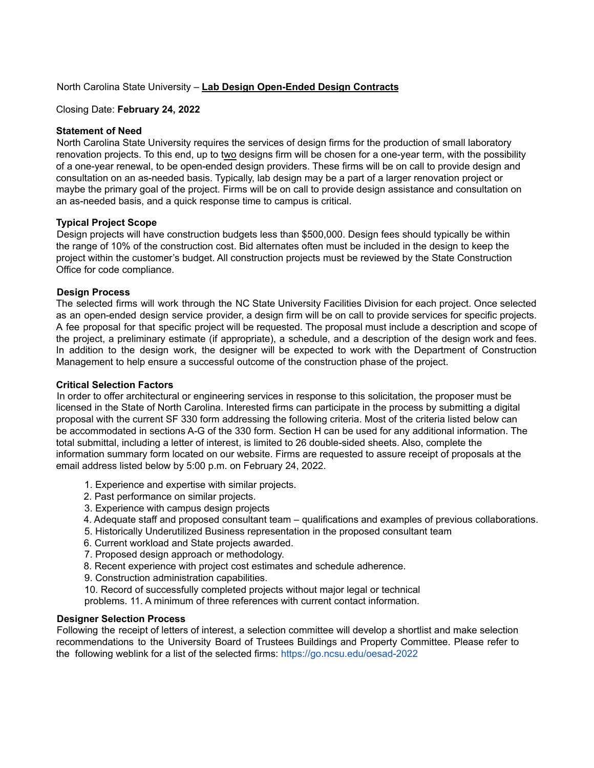North Carolina State University – **Lab Design Open-Ended Design Contracts**

Closing Date: **February 24, 2022**

**Statement of Need**

North Carolina State University requires the services of design firms for the production of small laboratory renovation projects. To this end, up to two designs firm will be chosen for a one-year term, with the possibility of a one-year renewal, to be open-ended design providers. These firms will be on call to provide design and consultation on an as-needed basis. Typically, lab design may be a part of a larger renovation project or maybe the primary goal of the project. Firms will be on call to provide design assistance and consultation on an as-needed basis, and a quick response time to campus is critical.

**Typical Project Scope**

Design projects will have construction budgets less than $500,000. Design fees should typically be within the range of 10% of the construction cost. Bid alternates often must be included in the design to keep the project within the customer's budget. All construction projects must be reviewed by the State Construction Office for code compliance.

**Design Process**

The selected firms will work through the NC State University Facilities Division for each project. Once selected as an open-ended design service provider, a design firm will be on call to provide services for specific projects. A fee proposal for that specific project will be requested. The proposal must include a description and scope of the project, a preliminary estimate (if appropriate), a schedule, and a description of the design work and fees. In addition to the design work, the designer will be expected to work with the Department of Construction Management to help ensure a successful outcome of the construction phase of the project.

**Critical Selection Factors**

In order to offer architectural or engineering services in response to this solicitation, the proposer must be licensed in the State of North Carolina. Interested firms can participate in the process by submitting a digital proposal with the current SF 330 form addressing the following criteria. Most of the criteria listed below can be accommodated in sections A-G of the 330 form. Section H can be used for any additional information. The total submittal, including a letter of interest, is limited to 26 double-sided sheets. Also, complete the information summary form located on our website. Firms are requested to assure receipt of proposals at the email address listed below by 5:00 p.m. on February 24, 2022.

1. Experience and expertise with similar projects.
2. Past performance on similar projects.
3. Experience with campus design projects
4. Adequate staff and proposed consultant team – qualifications and examples of previous collaborations.
5. Historically Underutilized Business representation in the proposed consultant team
6. Current workload and State projects awarded.
7. Proposed design approach or methodology.
8. Recent experience with project cost estimates and schedule adherence.
9. Construction administration capabilities.
10. Record of successfully completed projects without major legal or technical problems.
11. A minimum of three references with current contact information.

**Designer Selection Process**

Following the receipt of letters of interest, a selection committee will develop a shortlist and make selection recommendations to the University Board of Trustees Buildings and Property Committee. Please refer to the following weblink for a list of the selected firms: https://go.ncsu.edu/oesad-2022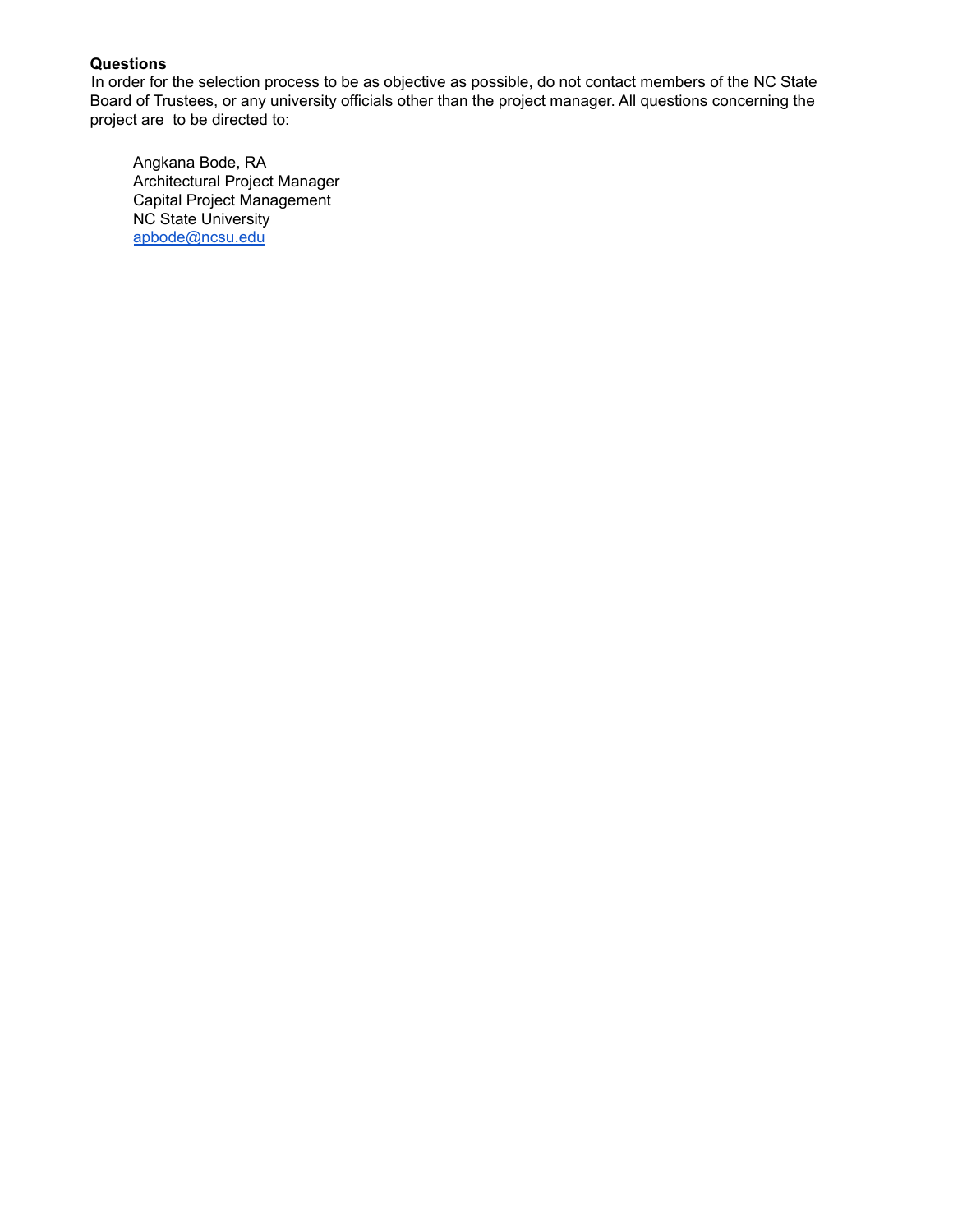**Questions**

In order for the selection process to be as objective as possible, do not contact members of the NC State Board of Trustees, or any university officials other than the project manager. All questions concerning the project are to be directed to:

> Angkana Bode, RA
> Architectural Project Manager
> Capital Project Management
> NC State University
> [apbode@ncsu.edu](mailto:apbode@ncsu.edu)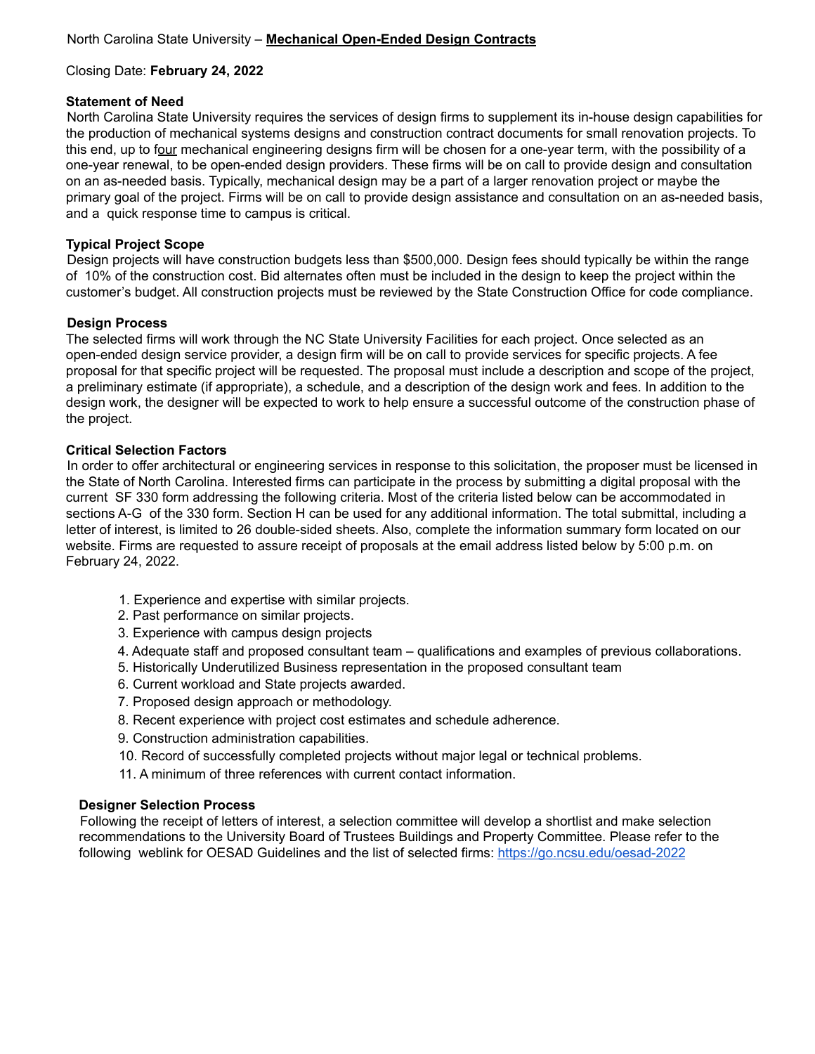North Carolina State University – **Mechanical Open-Ended Design Contracts**

Closing Date: **February 24, 2022**

**Statement of Need**

North Carolina State University requires the services of design firms to supplement its in-house design capabilities for the production of mechanical systems designs and construction contract documents for small renovation projects. To this end, up to four mechanical engineering designs firm will be chosen for a one-year term, with the possibility of a one-year renewal, to be open-ended design providers. These firms will be on call to provide design and consultation on an as-needed basis. Typically, mechanical design may be a part of a larger renovation project or maybe the primary goal of the project. Firms will be on call to provide design assistance and consultation on an as-needed basis, and a quick response time to campus is critical.

**Typical Project Scope**

Design projects will have construction budgets less than $500,000. Design fees should typically be within the range of 10% of the construction cost. Bid alternates often must be included in the design to keep the project within the customer's budget. All construction projects must be reviewed by the State Construction Office for code compliance.

**Design Process**

The selected firms will work through the NC State University Facilities for each project. Once selected as an open-ended design service provider, a design firm will be on call to provide services for specific projects. A fee proposal for that specific project will be requested. The proposal must include a description and scope of the project, a preliminary estimate (if appropriate), a schedule, and a description of the design work and fees. In addition to the design work, the designer will be expected to work to help ensure a successful outcome of the construction phase of the project.

**Critical Selection Factors**

In order to offer architectural or engineering services in response to this solicitation, the proposer must be licensed in the State of North Carolina. Interested firms can participate in the process by submitting a digital proposal with the current SF 330 form addressing the following criteria. Most of the criteria listed below can be accommodated in sections A-G of the 330 form. Section H can be used for any additional information. The total submittal, including a letter of interest, is limited to 26 double-sided sheets. Also, complete the information summary form located on our website. Firms are requested to assure receipt of proposals at the email address listed below by 5:00 p.m. on February 24, 2022.

1. Experience and expertise with similar projects.
2. Past performance on similar projects.
3. Experience with campus design projects
4. Adequate staff and proposed consultant team – qualifications and examples of previous collaborations.
5. Historically Underutilized Business representation in the proposed consultant team
6. Current workload and State projects awarded.
7. Proposed design approach or methodology.
8. Recent experience with project cost estimates and schedule adherence.
9. Construction administration capabilities.
10. Record of successfully completed projects without major legal or technical problems.
11. A minimum of three references with current contact information.

**Designer Selection Process**

Following the receipt of letters of interest, a selection committee will develop a shortlist and make selection recommendations to the University Board of Trustees Buildings and Property Committee. Please refer to the following weblink for OESAD Guidelines and the list of selected firms: https://go.ncsu.edu/oesad-2022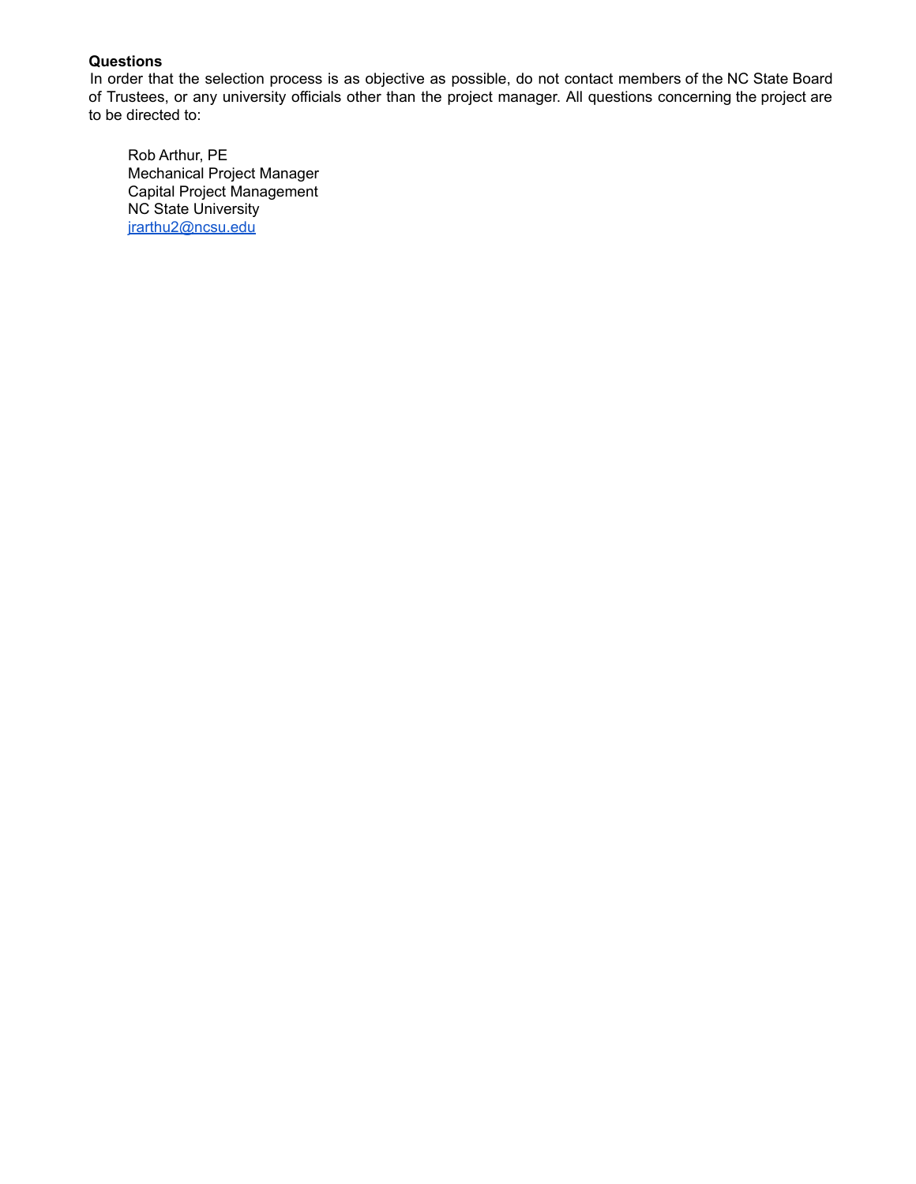**Questions**

In order that the selection process is as objective as possible, do not contact members of the NC State Board of Trustees, or any university officials other than the project manager. All questions concerning the project are to be directed to:

Rob Arthur, PE
Mechanical Project Manager
Capital Project Management
NC State University
jrarthu2@ncsu.edu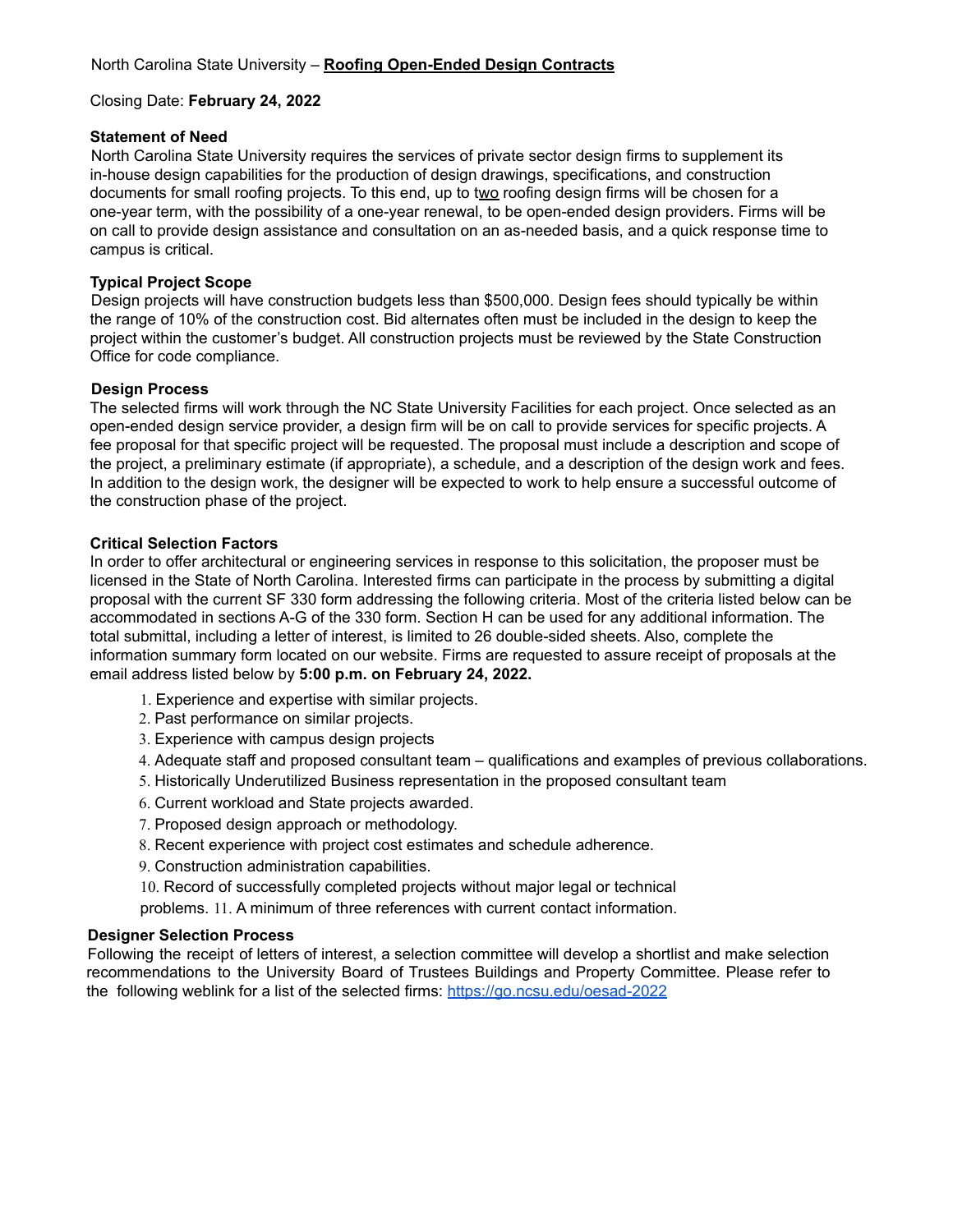North Carolina State University – **Roofing Open-Ended Design Contracts**

Closing Date: **February 24, 2022**

**Statement of Need**

North Carolina State University requires the services of private sector design firms to supplement its in-house design capabilities for the production of design drawings, specifications, and construction documents for small roofing projects. To this end, up to two roofing design firms will be chosen for a one-year term, with the possibility of a one-year renewal, to be open-ended design providers. Firms will be on call to provide design assistance and consultation on an as-needed basis, and a quick response time to campus is critical.

**Typical Project Scope**

Design projects will have construction budgets less than $500,000. Design fees should typically be within the range of 10% of the construction cost. Bid alternates often must be included in the design to keep the project within the customer's budget. All construction projects must be reviewed by the State Construction Office for code compliance.

**Design Process**

The selected firms will work through the NC State University Facilities for each project. Once selected as an open-ended design service provider, a design firm will be on call to provide services for specific projects. A fee proposal for that specific project will be requested. The proposal must include a description and scope of the project, a preliminary estimate (if appropriate), a schedule, and a description of the design work and fees. In addition to the design work, the designer will be expected to work to help ensure a successful outcome of the construction phase of the project.

**Critical Selection Factors**

In order to offer architectural or engineering services in response to this solicitation, the proposer must be licensed in the State of North Carolina. Interested firms can participate in the process by submitting a digital proposal with the current SF 330 form addressing the following criteria. Most of the criteria listed below can be accommodated in sections A-G of the 330 form. Section H can be used for any additional information. The total submittal, including a letter of interest, is limited to 26 double-sided sheets. Also, complete the information summary form located on our website. Firms are requested to assure receipt of proposals at the email address listed below by **5:00 p.m. on February 24, 2022.**

1. Experience and expertise with similar projects.
2. Past performance on similar projects.
3. Experience with campus design projects
4. Adequate staff and proposed consultant team – qualifications and examples of previous collaborations.
5. Historically Underutilized Business representation in the proposed consultant team
6. Current workload and State projects awarded.
7. Proposed design approach or methodology.
8. Recent experience with project cost estimates and schedule adherence.
9. Construction administration capabilities.
10. Record of successfully completed projects without major legal or technical problems.
11. A minimum of three references with current contact information.

**Designer Selection Process**

Following the receipt of letters of interest, a selection committee will develop a shortlist and make selection recommendations to the University Board of Trustees Buildings and Property Committee. Please refer to the following weblink for a list of the selected firms: https://go.ncsu.edu/oesad-2022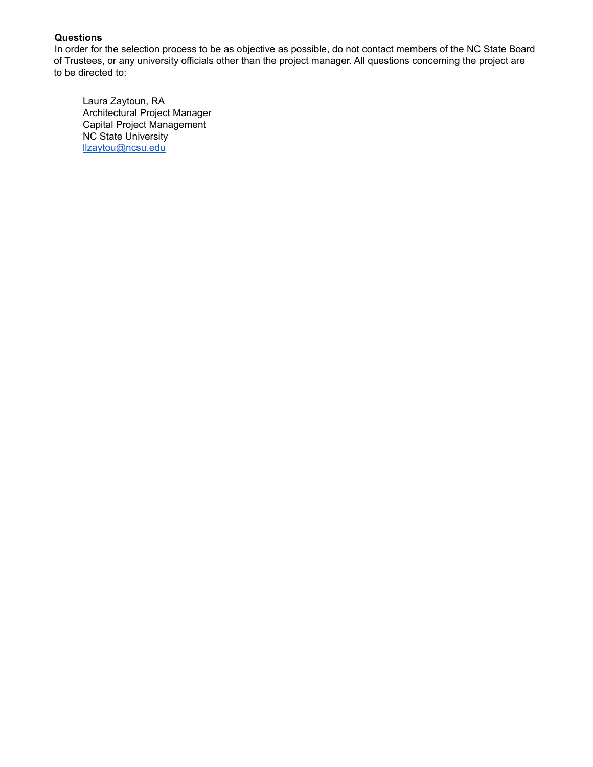**Questions**

In order for the selection process to be as objective as possible, do not contact members of the NC State Board of Trustees, or any university officials other than the project manager. All questions concerning the project are to be directed to:

Laura Zaytoun, RA
Architectural Project Manager
Capital Project Management
NC State University
llzaytou@ncsu.edu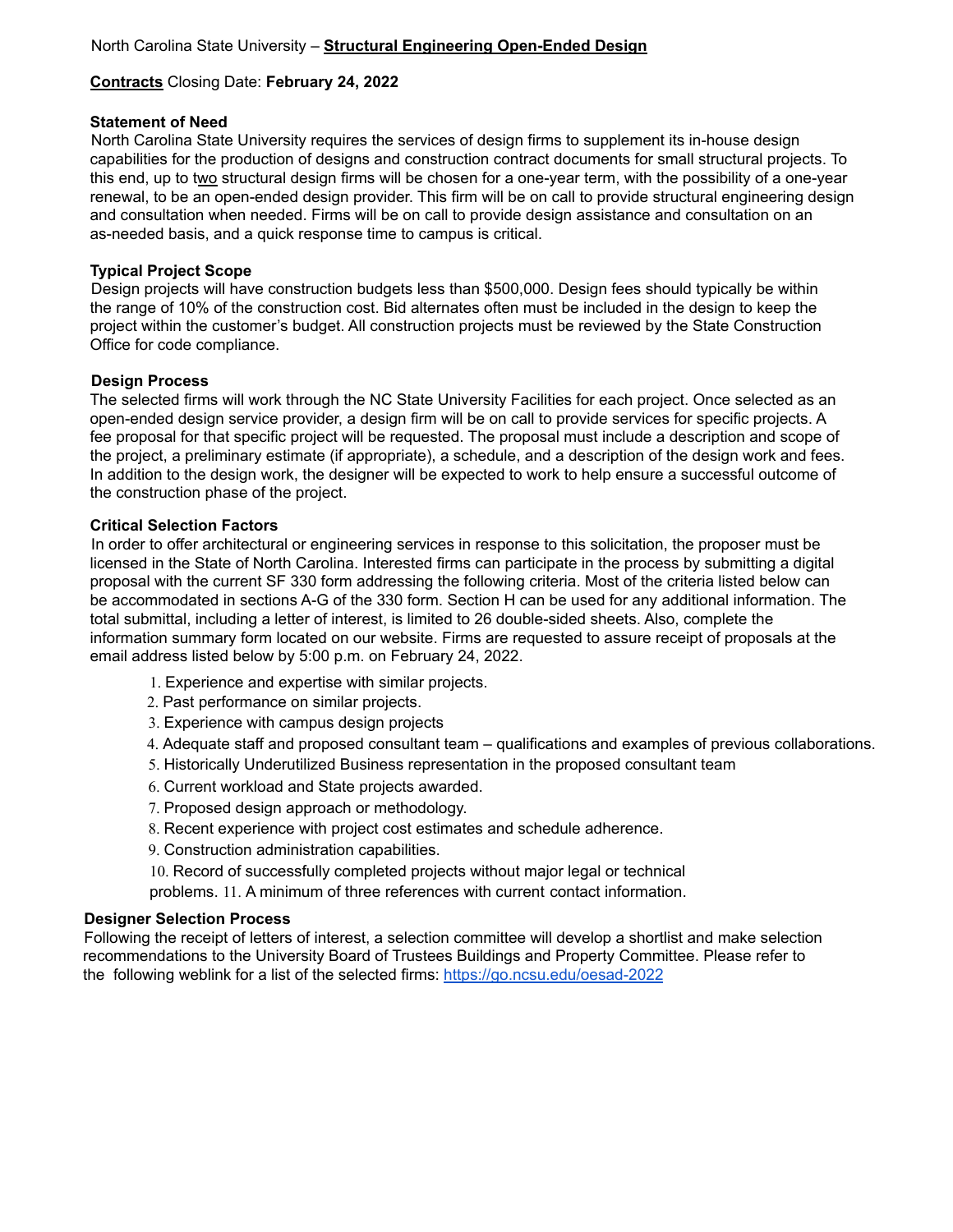North Carolina State University – **Structural Engineering Open-Ended Design**

**Contracts** Closing Date: **February 24, 2022**

### Statement of Need

North Carolina State University requires the services of design firms to supplement its in-house design capabilities for the production of designs and construction contract documents for small structural projects. To this end, up to two structural design firms will be chosen for a one-year term, with the possibility of a one-year renewal, to be an open-ended design provider. This firm will be on call to provide structural engineering design and consultation when needed. Firms will be on call to provide design assistance and consultation on an as-needed basis, and a quick response time to campus is critical.

### Typical Project Scope

Design projects will have construction budgets less than $500,000. Design fees should typically be within the range of 10% of the construction cost. Bid alternates often must be included in the design to keep the project within the customer's budget. All construction projects must be reviewed by the State Construction Office for code compliance.

### Design Process

The selected firms will work through the NC State University Facilities for each project. Once selected as an open-ended design service provider, a design firm will be on call to provide services for specific projects. A fee proposal for that specific project will be requested. The proposal must include a description and scope of the project, a preliminary estimate (if appropriate), a schedule, and a description of the design work and fees. In addition to the design work, the designer will be expected to work to help ensure a successful outcome of the construction phase of the project.

### Critical Selection Factors

In order to offer architectural or engineering services in response to this solicitation, the proposer must be licensed in the State of North Carolina. Interested firms can participate in the process by submitting a digital proposal with the current SF 330 form addressing the following criteria. Most of the criteria listed below can be accommodated in sections A-G of the 330 form. Section H can be used for any additional information. The total submittal, including a letter of interest, is limited to 26 double-sided sheets. Also, complete the information summary form located on our website. Firms are requested to assure receipt of proposals at the email address listed below by 5:00 p.m. on February 24, 2022.

1. Experience and expertise with similar projects.
2. Past performance on similar projects.
3. Experience with campus design projects
4. Adequate staff and proposed consultant team – qualifications and examples of previous collaborations.
5. Historically Underutilized Business representation in the proposed consultant team
6. Current workload and State projects awarded.
7. Proposed design approach or methodology.
8. Recent experience with project cost estimates and schedule adherence.
9. Construction administration capabilities.
10. Record of successfully completed projects without major legal or technical problems.
11. A minimum of three references with current contact information.

### Designer Selection Process

Following the receipt of letters of interest, a selection committee will develop a shortlist and make selection recommendations to the University Board of Trustees Buildings and Property Committee. Please refer to the following weblink for a list of the selected firms: https://go.ncsu.edu/oesad-2022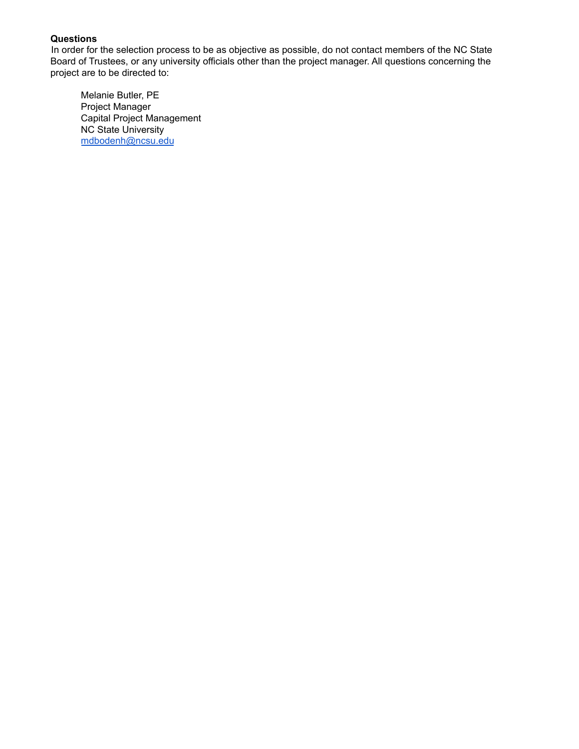**Questions**

In order for the selection process to be as objective as possible, do not contact members of the NC State Board of Trustees, or any university officials other than the project manager. All questions concerning the project are to be directed to:

> Melanie Butler, PE
> Project Manager
> Capital Project Management
> NC State University
> mdbodenh@ncsu.edu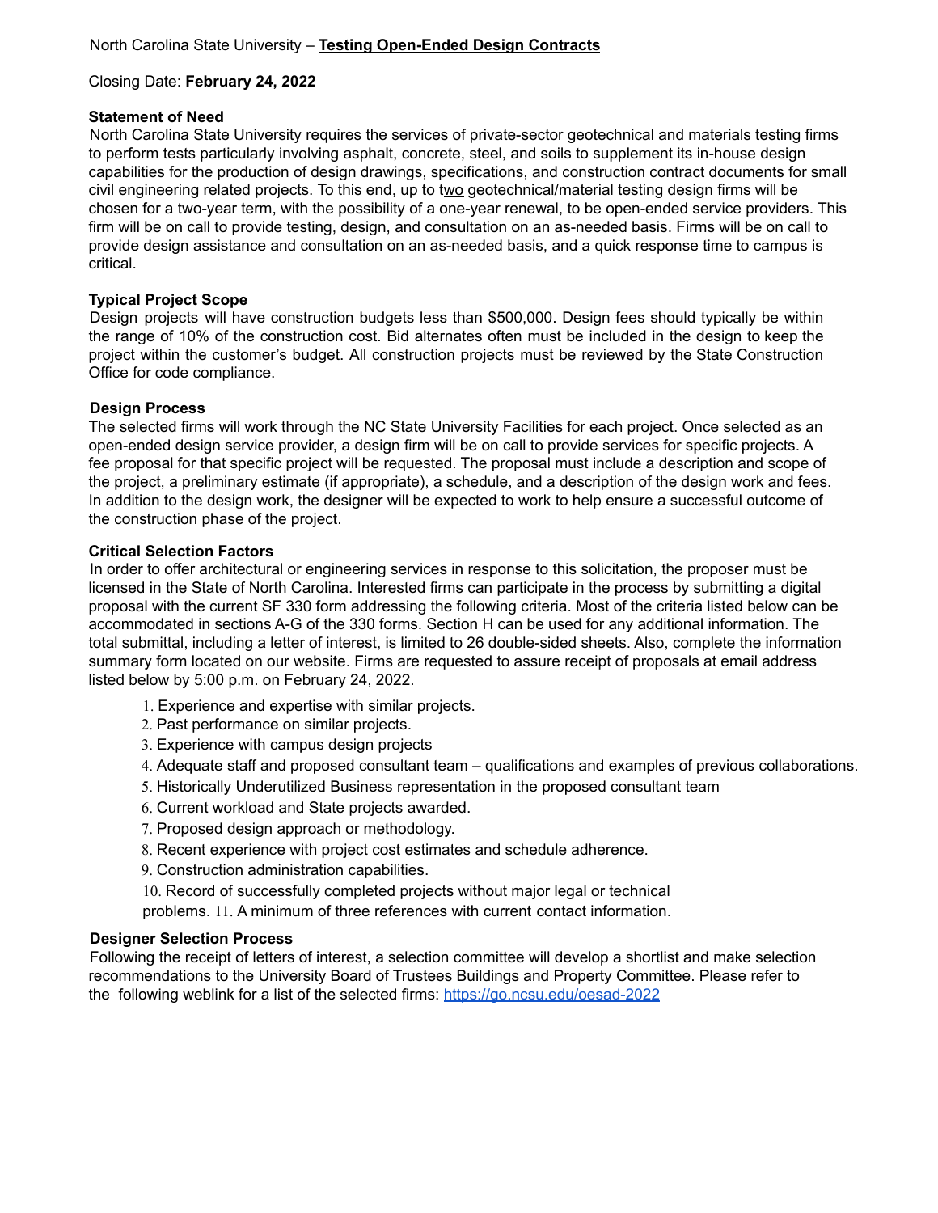North Carolina State University – **Testing Open-Ended Design Contracts**

Closing Date: **February 24, 2022**

**Statement of Need**

North Carolina State University requires the services of private-sector geotechnical and materials testing firms to perform tests particularly involving asphalt, concrete, steel, and soils to supplement its in-house design capabilities for the production of design drawings, specifications, and construction contract documents for small civil engineering related projects. To this end, up to two geotechnical/material testing design firms will be chosen for a two-year term, with the possibility of a one-year renewal, to be open-ended service providers. This firm will be on call to provide testing, design, and consultation on an as-needed basis. Firms will be on call to provide design assistance and consultation on an as-needed basis, and a quick response time to campus is critical.

**Typical Project Scope**

Design projects will have construction budgets less than $500,000. Design fees should typically be within the range of 10% of the construction cost. Bid alternates often must be included in the design to keep the project within the customer's budget. All construction projects must be reviewed by the State Construction Office for code compliance.

**Design Process**

The selected firms will work through the NC State University Facilities for each project. Once selected as an open-ended design service provider, a design firm will be on call to provide services for specific projects. A fee proposal for that specific project will be requested. The proposal must include a description and scope of the project, a preliminary estimate (if appropriate), a schedule, and a description of the design work and fees. In addition to the design work, the designer will be expected to work to help ensure a successful outcome of the construction phase of the project.

**Critical Selection Factors**

In order to offer architectural or engineering services in response to this solicitation, the proposer must be licensed in the State of North Carolina. Interested firms can participate in the process by submitting a digital proposal with the current SF 330 form addressing the following criteria. Most of the criteria listed below can be accommodated in sections A-G of the 330 forms. Section H can be used for any additional information. The total submittal, including a letter of interest, is limited to 26 double-sided sheets. Also, complete the information summary form located on our website. Firms are requested to assure receipt of proposals at email address listed below by 5:00 p.m. on February 24, 2022.

1. Experience and expertise with similar projects.
2. Past performance on similar projects.
3. Experience with campus design projects
4. Adequate staff and proposed consultant team – qualifications and examples of previous collaborations.
5. Historically Underutilized Business representation in the proposed consultant team
6. Current workload and State projects awarded.
7. Proposed design approach or methodology.
8. Recent experience with project cost estimates and schedule adherence.
9. Construction administration capabilities.
10. Record of successfully completed projects without major legal or technical problems.
11. A minimum of three references with current contact information.

**Designer Selection Process**

Following the receipt of letters of interest, a selection committee will develop a shortlist and make selection recommendations to the University Board of Trustees Buildings and Property Committee. Please refer to the following weblink for a list of the selected firms: https://go.ncsu.edu/oesad-2022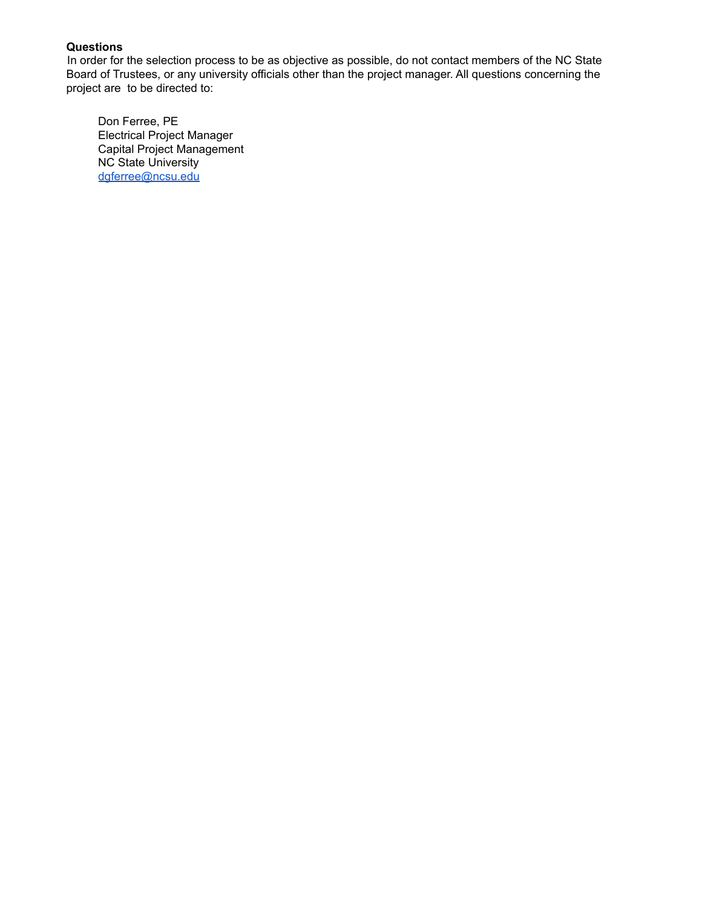**Questions**

In order for the selection process to be as objective as possible, do not contact members of the NC State Board of Trustees, or any university officials other than the project manager. All questions concerning the project are to be directed to:

Don Ferree, PE
Electrical Project Manager
Capital Project Management
NC State University
dgferree@ncsu.edu